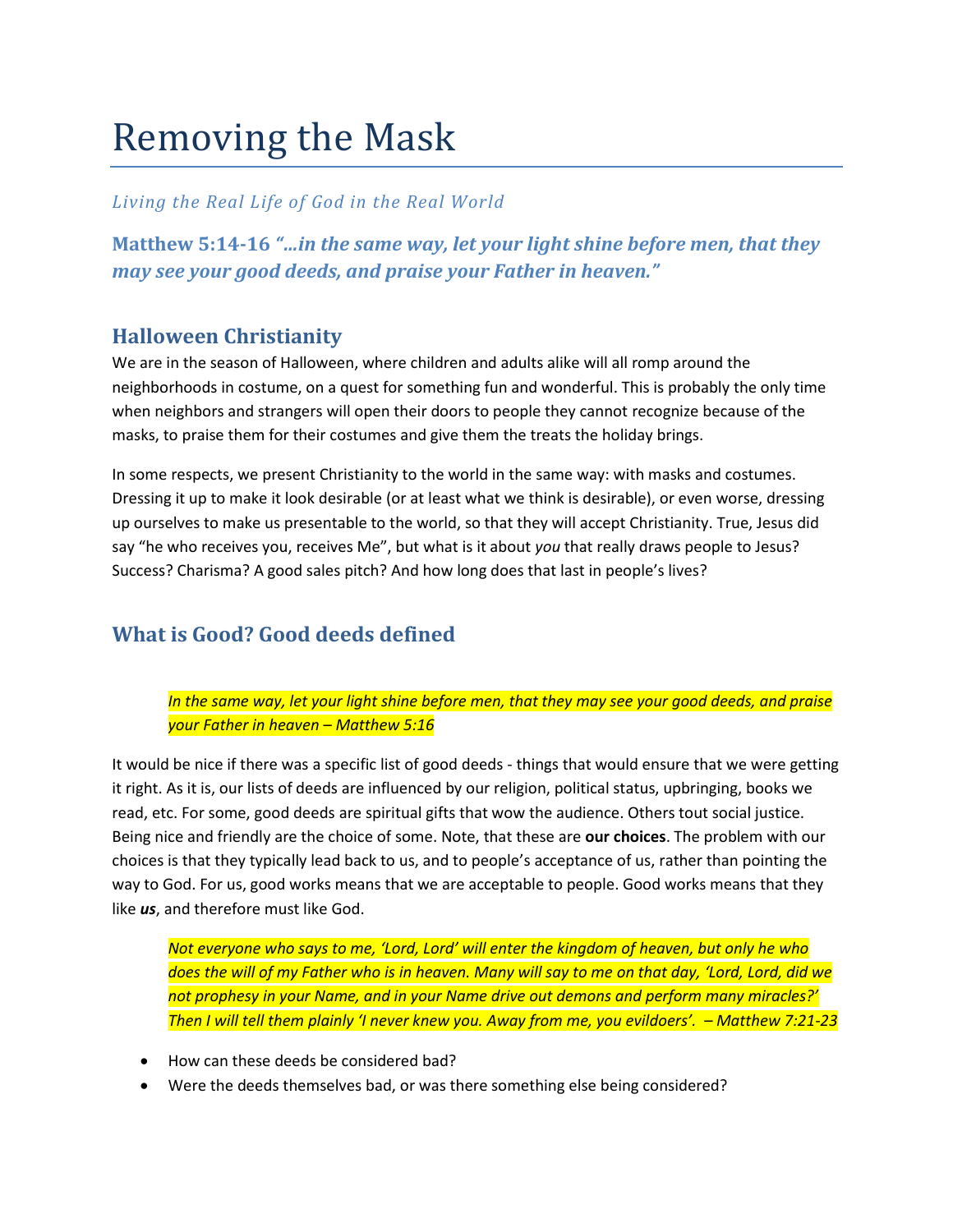# Removing the Mask

*Living the Real Life of God in the Real World*

**Matthew 5:14-16** ***"…in the same way, let your light shine before men, that they may see your good deeds, and praise your Father in heaven."***

## Halloween Christianity

We are in the season of Halloween, where children and adults alike will all romp around the neighborhoods in costume, on a quest for something fun and wonderful. This is probably the only time when neighbors and strangers will open their doors to people they cannot recognize because of the masks, to praise them for their costumes and give them the treats the holiday brings.

In some respects, we present Christianity to the world in the same way: with masks and costumes. Dressing it up to make it look desirable (or at least what we think is desirable), or even worse, dressing up ourselves to make us presentable to the world, so that they will accept Christianity. True, Jesus did say "he who receives you, receives Me", but what is it about *you* that really draws people to Jesus? Success? Charisma? A good sales pitch? And how long does that last in people's lives?

## What is Good? Good deeds defined

> *In the same way, let your light shine before men, that they may see your good deeds, and praise your Father in heaven – Matthew 5:16*

It would be nice if there was a specific list of good deeds - things that would ensure that we were getting it right. As it is, our lists of deeds are influenced by our religion, political status, upbringing, books we read, etc. For some, good deeds are spiritual gifts that wow the audience. Others tout social justice. Being nice and friendly are the choice of some. Note, that these are **our choices**. The problem with our choices is that they typically lead back to us, and to people's acceptance of us, rather than pointing the way to God. For us, good works means that we are acceptable to people. Good works means that they like ***us***, and therefore must like God.

> *Not everyone who says to me, 'Lord, Lord' will enter the kingdom of heaven, but only he who does the will of my Father who is in heaven. Many will say to me on that day, 'Lord, Lord, did we not prophesy in your Name, and in your Name drive out demons and perform many miracles?' Then I will tell them plainly 'I never knew you. Away from me, you evildoers'. – Matthew 7:21-23*

- How can these deeds be considered bad?
- Were the deeds themselves bad, or was there something else being considered?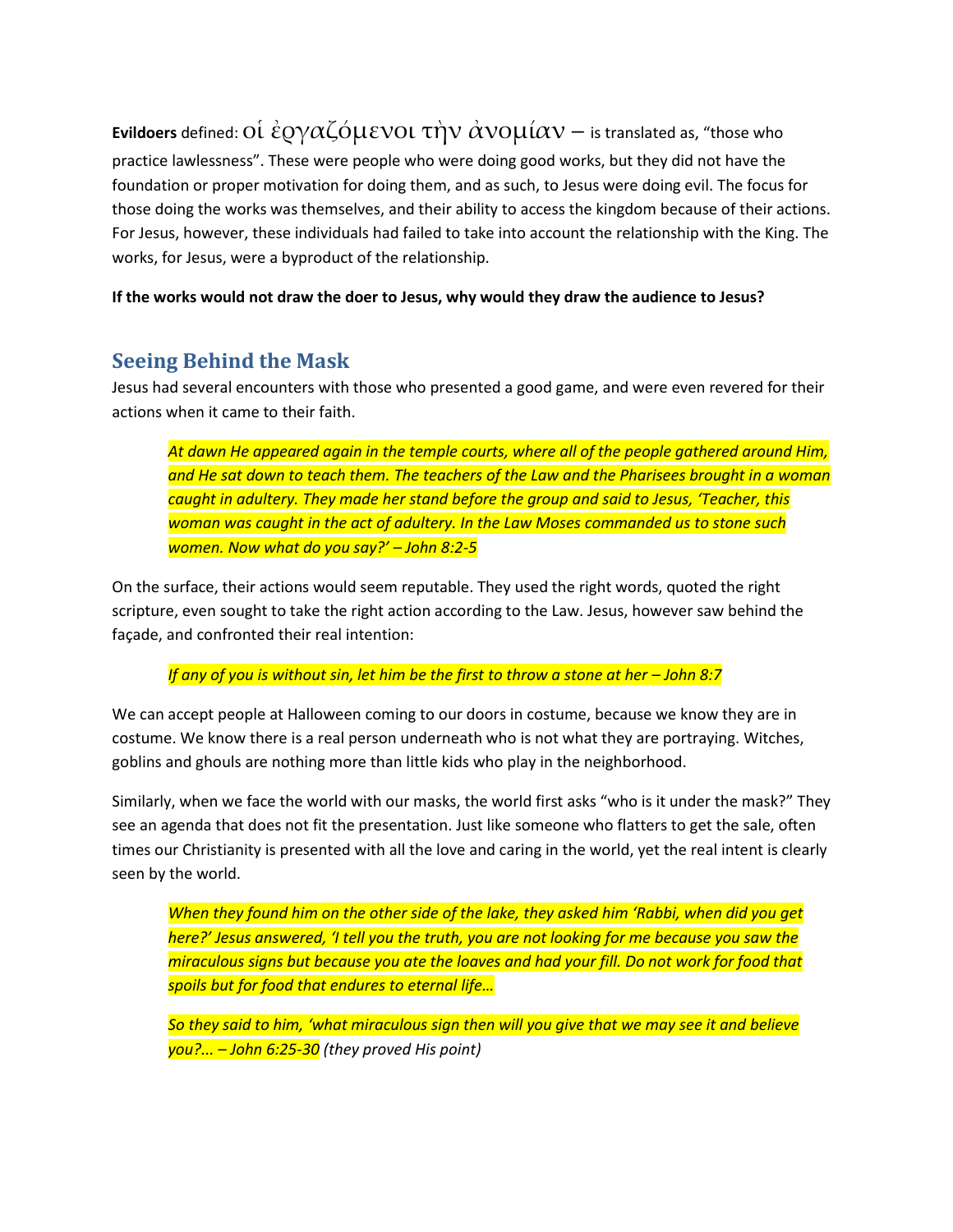**Evildoers** defined: οἱ ἐργαζόμενοι τὴν ἀνομίαν – is translated as, "those who practice lawlessness". These were people who were doing good works, but they did not have the foundation or proper motivation for doing them, and as such, to Jesus were doing evil. The focus for those doing the works was themselves, and their ability to access the kingdom because of their actions. For Jesus, however, these individuals had failed to take into account the relationship with the King. The works, for Jesus, were a byproduct of the relationship.

**If the works would not draw the doer to Jesus, why would they draw the audience to Jesus?**

## Seeing Behind the Mask

Jesus had several encounters with those who presented a good game, and were even revered for their actions when it came to their faith.

> *At dawn He appeared again in the temple courts, where all of the people gathered around Him, and He sat down to teach them. The teachers of the Law and the Pharisees brought in a woman caught in adultery. They made her stand before the group and said to Jesus, 'Teacher, this woman was caught in the act of adultery. In the Law Moses commanded us to stone such women. Now what do you say?' – John 8:2-5*

On the surface, their actions would seem reputable. They used the right words, quoted the right scripture, even sought to take the right action according to the Law. Jesus, however saw behind the façade, and confronted their real intention:

> *If any of you is without sin, let him be the first to throw a stone at her – John 8:7*

We can accept people at Halloween coming to our doors in costume, because we know they are in costume. We know there is a real person underneath who is not what they are portraying. Witches, goblins and ghouls are nothing more than little kids who play in the neighborhood.

Similarly, when we face the world with our masks, the world first asks "who is it under the mask?" They see an agenda that does not fit the presentation. Just like someone who flatters to get the sale, often times our Christianity is presented with all the love and caring in the world, yet the real intent is clearly seen by the world.

> *When they found him on the other side of the lake, they asked him 'Rabbi, when did you get here?' Jesus answered, 'I tell you the truth, you are not looking for me because you saw the miraculous signs but because you ate the loaves and had your fill. Do not work for food that spoils but for food that endures to eternal life…*
>
> *So they said to him, 'what miraculous sign then will you give that we may see it and believe you?… – John 6:25-30 (they proved His point)*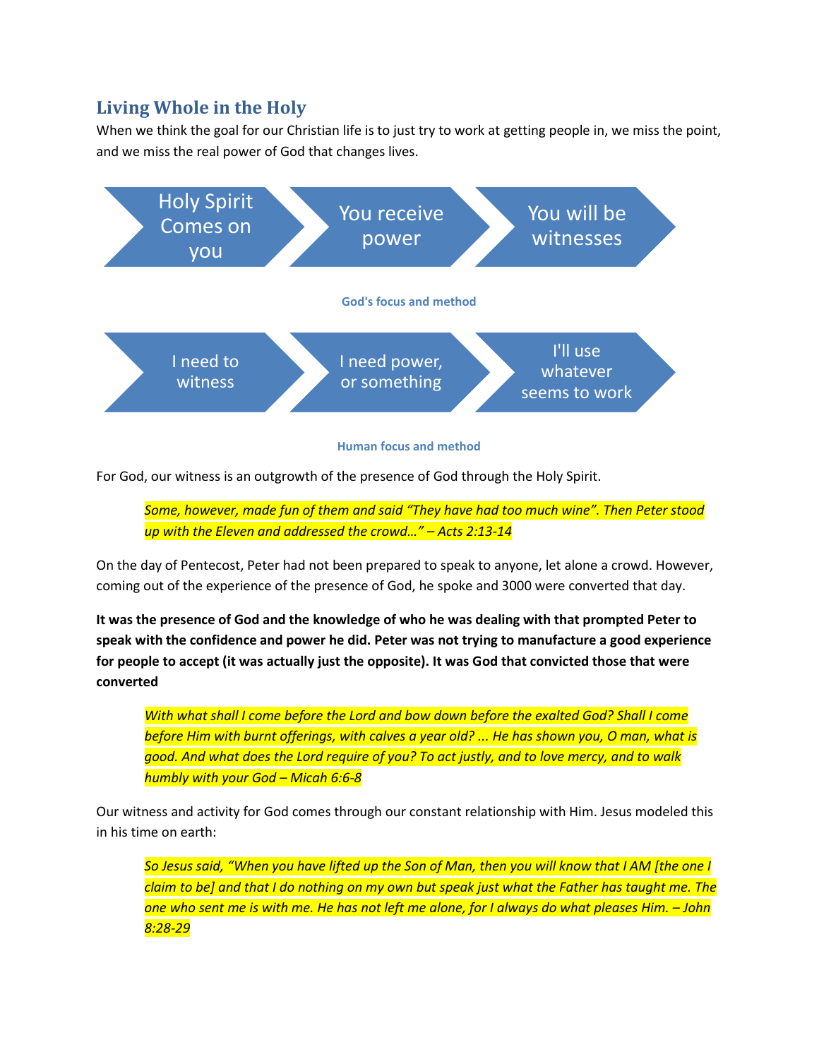## Living Whole in the Holy

When we think the goal for our Christian life is to just try to work at getting people in, we miss the point, and we miss the real power of God that changes lives.

Holy Spirit Comes on you → You receive power → You will be witnesses

**God's focus and method**

I need to witness → I need power, or something → I'll use whatever seems to work

**Human focus and method**

For God, our witness is an outgrowth of the presence of God through the Holy Spirit.

> *Some, however, made fun of them and said "They have had too much wine". Then Peter stood up with the Eleven and addressed the crowd…" – Acts 2:13-14*

On the day of Pentecost, Peter had not been prepared to speak to anyone, let alone a crowd. However, coming out of the experience of the presence of God, he spoke and 3000 were converted that day.

**It was the presence of God and the knowledge of who he was dealing with that prompted Peter to speak with the confidence and power he did. Peter was not trying to manufacture a good experience for people to accept (it was actually just the opposite). It was God that convicted those that were converted**

> *With what shall I come before the Lord and bow down before the exalted God? Shall I come before Him with burnt offerings, with calves a year old? ... He has shown you, O man, what is good. And what does the Lord require of you? To act justly, and to love mercy, and to walk humbly with your God – Micah 6:6-8*

Our witness and activity for God comes through our constant relationship with Him. Jesus modeled this in his time on earth:

> *So Jesus said, "When you have lifted up the Son of Man, then you will know that I AM [the one I claim to be] and that I do nothing on my own but speak just what the Father has taught me. The one who sent me is with me. He has not left me alone, for I always do what pleases Him. – John 8:28-29*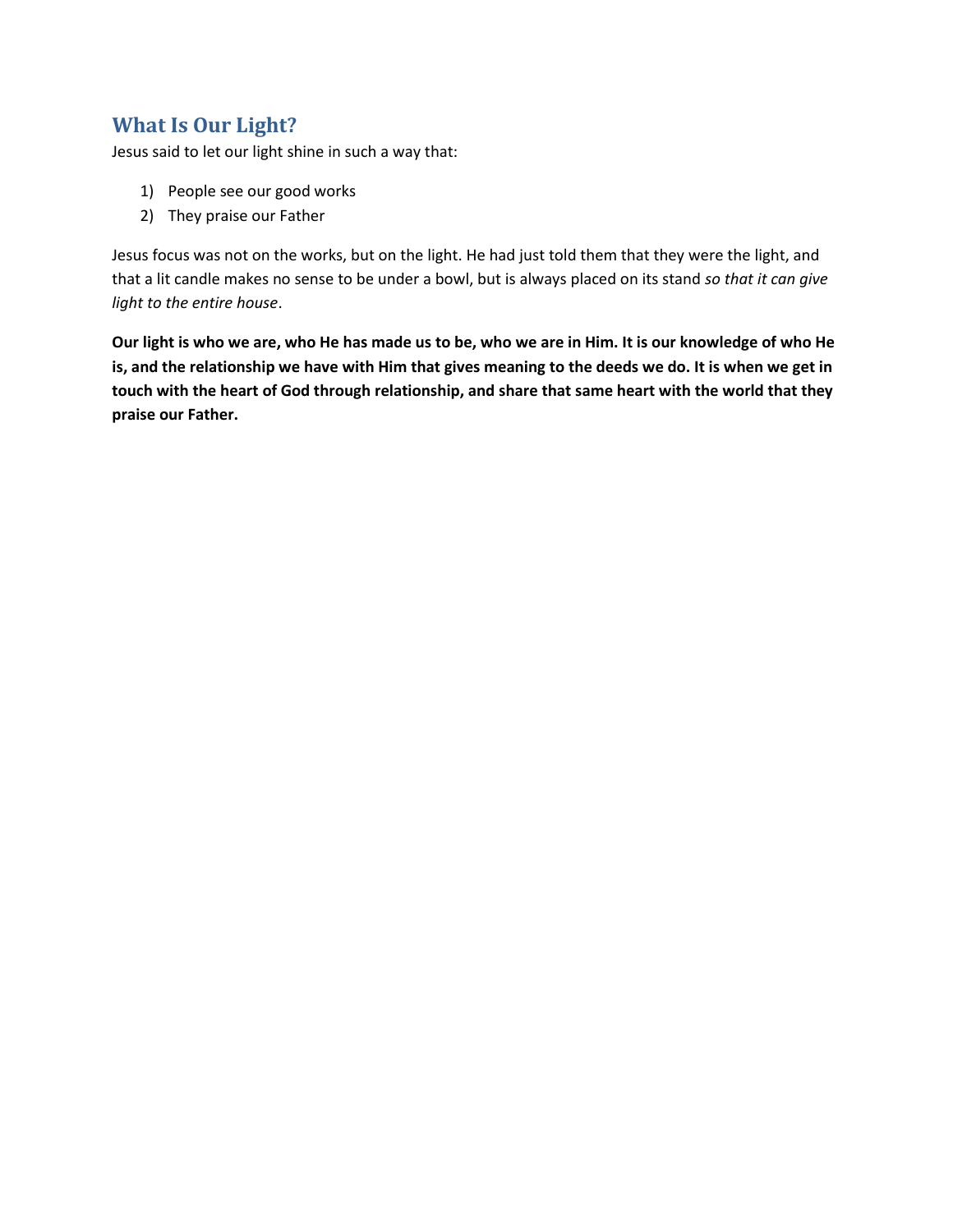## What Is Our Light?

Jesus said to let our light shine in such a way that:

1) People see our good works
2) They praise our Father

Jesus focus was not on the works, but on the light. He had just told them that they were the light, and that a lit candle makes no sense to be under a bowl, but is always placed on its stand *so that it can give light to the entire house*.

**Our light is who we are, who He has made us to be, who we are in Him. It is our knowledge of who He is, and the relationship we have with Him that gives meaning to the deeds we do. It is when we get in touch with the heart of God through relationship, and share that same heart with the world that they praise our Father.**